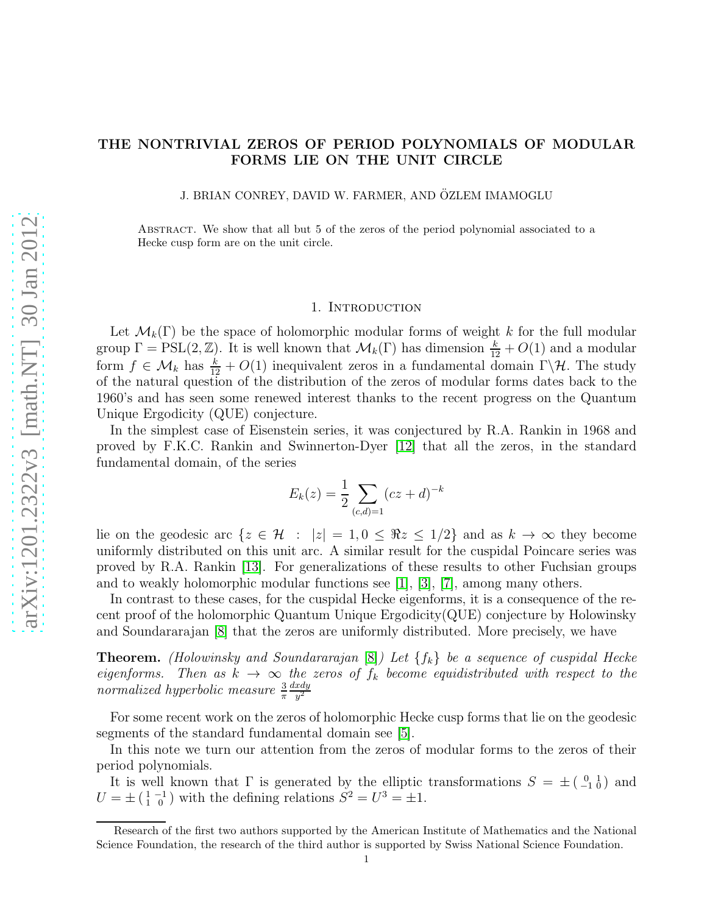# THE NONTRIVIAL ZEROS OF PERIOD POLYNOMIALS OF MODULAR FORMS LIE ON THE UNIT CIRCLE

J. BRIAN CONREY, DAVID W. FARMER, AND ÖZLEM IMAMOGLU

Abstract. We show that all but 5 of the zeros of the period polynomial associated to a Hecke cusp form are on the unit circle.

## 1. Introduction

Let $\mathcal{M}_k(\Gamma)$ be the space of holomorphic modular forms of weight $k$ for the full modular group $\Gamma = \mathrm{PSL}(2,\mathbb{Z})$. It is well known that $\mathcal{M}_k(\Gamma)$ has dimension $\frac{k}{12} + O(1)$ and a modular form $f \in \mathcal{M}_k$ has $\frac{k}{12} + O(1)$ inequivalent zeros in a fundamental domain $\Gamma\backslash\mathcal{H}$. The study of the natural question of the distribution of the zeros of modular forms dates back to the 1960's and has seen some renewed interest thanks to the recent progress on the Quantum Unique Ergodicity (QUE) conjecture.

In the simplest case of Eisenstein series, it was conjectured by R.A. Rankin in 1968 and proved by F.K.C. Rankin and Swinnerton-Dyer [12] that all the zeros, in the standard fundamental domain, of the series

$$E_k(z) = \frac{1}{2}\sum_{(c,d)=1} (cz+d)^{-k}$$

lie on the geodesic arc $\{z \in \mathcal{H} \; : \; |z| = 1, 0 \le \Re z \le 1/2\}$ and as $k \to \infty$ they become uniformly distributed on this unit arc. A similar result for the cuspidal Poincare series was proved by R.A. Rankin [13]. For generalizations of these results to other Fuchsian groups and to weakly holomorphic modular functions see [1], [3], [7], among many others.

In contrast to these cases, for the cuspidal Hecke eigenforms, it is a consequence of the recent proof of the holomorphic Quantum Unique Ergodicity(QUE) conjecture by Holowinsky and Soundararajan [8] that the zeros are uniformly distributed. More precisely, we have

**Theorem.** *(Holowinsky and Soundararajan [8]) Let $\{f_k\}$ be a sequence of cuspidal Hecke eigenforms. Then as $k \to \infty$ the zeros of $f_k$ become equidistributed with respect to the normalized hyperbolic measure $\frac{3}{\pi}\frac{dxdy}{y^2}$*

For some recent work on the zeros of holomorphic Hecke cusp forms that lie on the geodesic segments of the standard fundamental domain see [5].

In this note we turn our attention from the zeros of modular forms to the zeros of their period polynomials.

It is well known that $\Gamma$ is generated by the elliptic transformations $S = \pm\left(\begin{smallmatrix} 0 & 1 \\ -1 & 0 \end{smallmatrix}\right)$ and $U = \pm\left(\begin{smallmatrix} 1 & -1 \\ 1 & 0 \end{smallmatrix}\right)$ with the defining relations $S^2 = U^3 = \pm 1$.

Research of the first two authors supported by the American Institute of Mathematics and the National Science Foundation, the research of the third author is supported by Swiss National Science Foundation.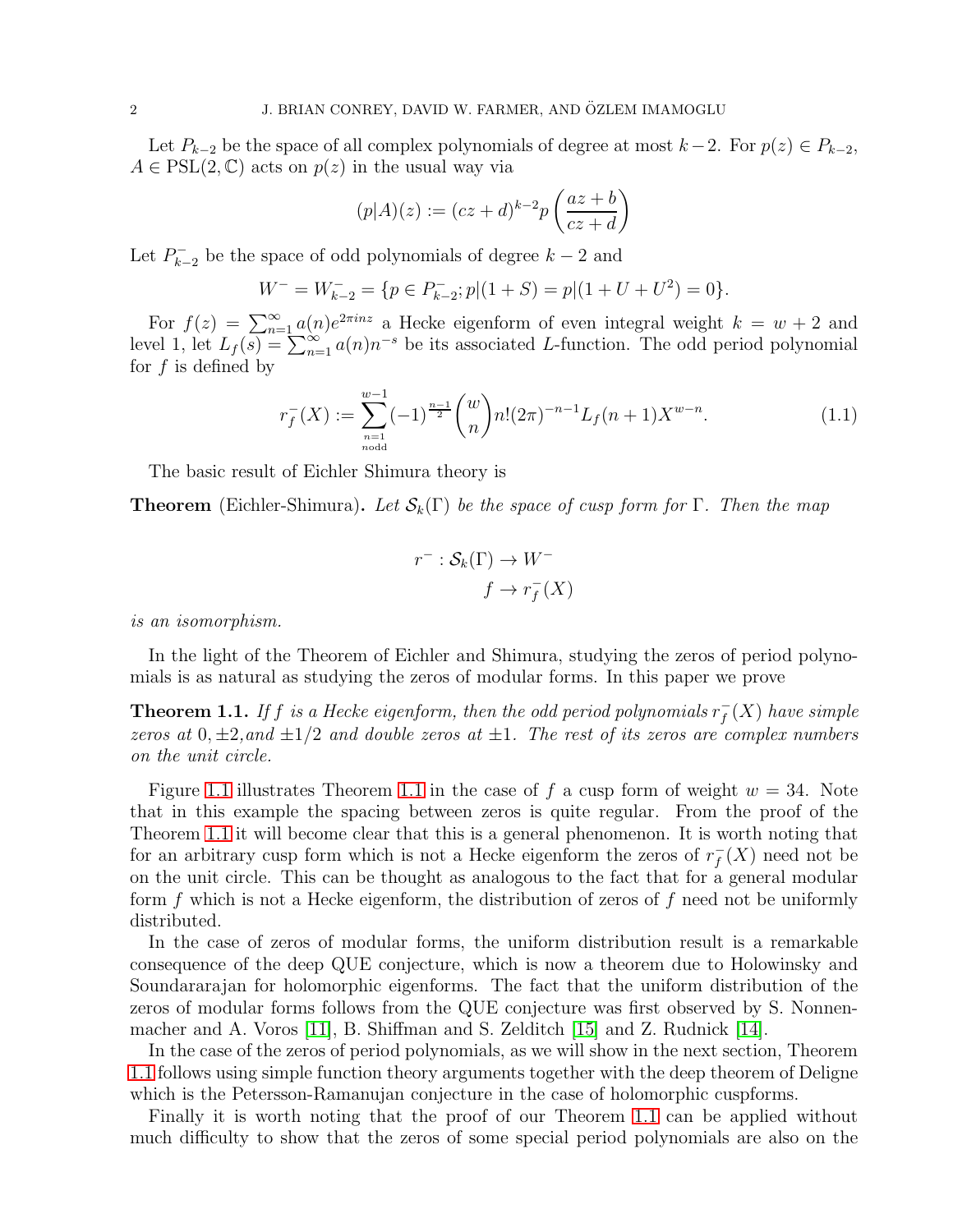Let $P_{k-2}$ be the space of all complex polynomials of degree at most $k-2$. For $p(z) \in P_{k-2}$, $A \in \mathrm{PSL}(2, \mathbb{C})$ acts on $p(z)$ in the usual way via

$$(p|A)(z) := (cz+d)^{k-2} p\left(\frac{az+b}{cz+d}\right)$$

Let $P^-_{k-2}$ be the space of odd polynomials of degree $k-2$ and

$$W^- = W^-_{k-2} = \{p \in P^-_{k-2}; p|(1+S) = p|(1+U+U^2) = 0\}.$$

For $f(z) = \sum_{n=1}^{\infty} a(n) e^{2\pi i n z}$ a Hecke eigenform of even integral weight $k = w+2$ and level 1, let $L_f(s) = \sum_{n=1}^{\infty} a(n) n^{-s}$ be its associated $L$-function. The odd period polynomial for $f$ is defined by

$$r_f^-(X) := \sum_{\substack{n=1 \\ n \text{odd}}}^{w-1} (-1)^{\frac{n-1}{2}} \binom{w}{n} n! (2\pi)^{-n-1} L_f(n+1) X^{w-n}. \tag{1.1}$$

The basic result of Eichler Shimura theory is

**Theorem** (Eichler-Shimura)**.** *Let $\mathcal{S}_k(\Gamma)$ be the space of cusp form for $\Gamma$. Then the map*

$$\begin{aligned} r^- : \mathcal{S}_k(\Gamma) &\to W^- \\ f &\to r_f^-(X) \end{aligned}$$

*is an isomorphism.*

In the light of the Theorem of Eichler and Shimura, studying the zeros of period polynomials is as natural as studying the zeros of modular forms. In this paper we prove

**Theorem 1.1.** *If $f$ is a Hecke eigenform, then the odd period polynomials $r_f^-(X)$ have simple zeros at $0, \pm 2$, and $\pm 1/2$ and double zeros at $\pm 1$. The rest of its zeros are complex numbers on the unit circle.*

Figure 1.1 illustrates Theorem 1.1 in the case of $f$ a cusp form of weight $w = 34$. Note that in this example the spacing between zeros is quite regular. From the proof of the Theorem 1.1 it will become clear that this is a general phenomenon. It is worth noting that for an arbitrary cusp form which is not a Hecke eigenform the zeros of $r_f^-(X)$ need not be on the unit circle. This can be thought as analogous to the fact that for a general modular form $f$ which is not a Hecke eigenform, the distribution of zeros of $f$ need not be uniformly distributed.

In the case of zeros of modular forms, the uniform distribution result is a remarkable consequence of the deep QUE conjecture, which is now a theorem due to Holowinsky and Soundararajan for holomorphic eigenforms. The fact that the uniform distribution of the zeros of modular forms follows from the QUE conjecture was first observed by S. Nonnenmacher and A. Voros [11], B. Shiffman and S. Zelditch [15] and Z. Rudnick [14].

In the case of the zeros of period polynomials, as we will show in the next section, Theorem 1.1 follows using simple function theory arguments together with the deep theorem of Deligne which is the Petersson-Ramanujan conjecture in the case of holomorphic cuspforms.

Finally it is worth noting that the proof of our Theorem 1.1 can be applied without much difficulty to show that the zeros of some special period polynomials are also on the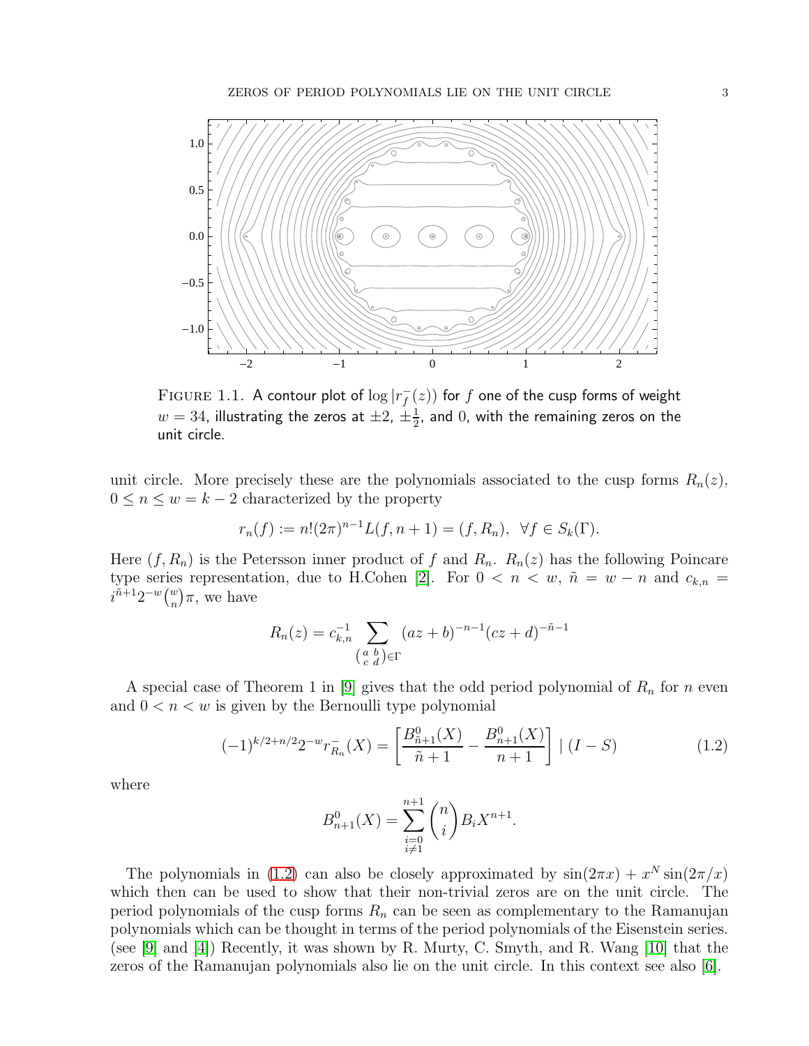FIGURE 1.1. A contour plot of $\log |r_f^-(z))$ for $f$ one of the cusp forms of weight $w = 34$, illustrating the zeros at $\pm 2$, $\pm\frac{1}{2}$, and $0$, with the remaining zeros on the unit circle.

unit circle. More precisely these are the polynomials associated to the cusp forms $R_n(z)$, $0 \leq n \leq w = k-2$ characterized by the property

$$r_n(f) := n!(2\pi)^{n-1}L(f, n+1) = (f, R_n), \ \ \forall f \in S_k(\Gamma).$$

Here $(f, R_n)$ is the Petersson inner product of $f$ and $R_n$. $R_n(z)$ has the following Poincare type series representation, due to H.Cohen [2]. For $0 < n < w$, $\tilde{n} = w - n$ and $c_{k,n} = i^{\tilde{n}+1}2^{-w}\binom{w}{n}\pi$, we have

$$R_n(z) = c_{k,n}^{-1} \sum_{\left(\begin{smallmatrix} a & b \\ c & d \end{smallmatrix}\right) \in \Gamma} (az+b)^{-n-1}(cz+d)^{-\tilde{n}-1}$$

A special case of Theorem 1 in [9] gives that the odd period polynomial of $R_n$ for $n$ even and $0 < n < w$ is given by the Bernoulli type polynomial

$$(-1)^{k/2+n/2}2^{-w}r_{R_n}^-(X) = \left[\frac{B_{\tilde{n}+1}^0(X)}{\tilde{n}+1} - \frac{B_{n+1}^0(X)}{n+1}\right] \mid (I - S) \tag{1.2}$$

where

$$B_{n+1}^0(X) = \sum_{\substack{i=0 \\ i \neq 1}}^{n+1} \binom{n}{i} B_i X^{n+1}.$$

The polynomials in (1.2) can also be closely approximated by $\sin(2\pi x) + x^N \sin(2\pi/x)$ which then can be used to show that their non-trivial zeros are on the unit circle. The period polynomials of the cusp forms $R_n$ can be seen as complementary to the Ramanujan polynomials which can be thought in terms of the period polynomials of the Eisenstein series. (see [9] and [4]) Recently, it was shown by R. Murty, C. Smyth, and R. Wang [10] that the zeros of the Ramanujan polynomials also lie on the unit circle. In this context see also [6].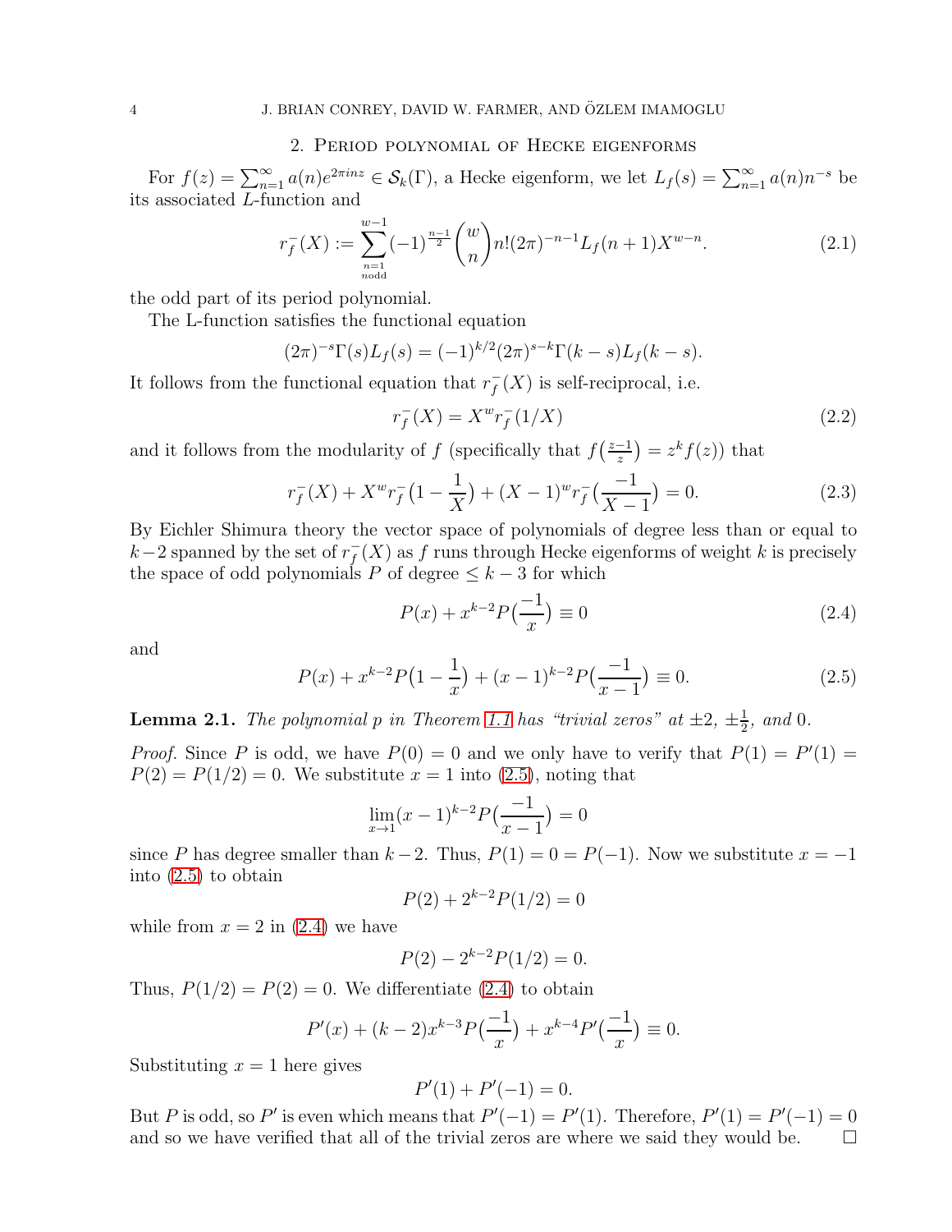## 2. Period polynomial of Hecke eigenforms

For $f(z) = \sum_{n=1}^{\infty} a(n) e^{2\pi i n z} \in \mathcal{S}_k(\Gamma)$, a Hecke eigenform, we let $L_f(s) = \sum_{n=1}^{\infty} a(n) n^{-s}$ be its associated $L$-function and

$$r_f^-(X) := \sum_{\substack{n=1 \\ n \text{odd}}}^{w-1} (-1)^{\frac{n-1}{2}} \binom{w}{n} n! (2\pi)^{-n-1} L_f(n+1) X^{w-n}. \tag{2.1}$$

the odd part of its period polynomial.

The L-function satisfies the functional equation

$$(2\pi)^{-s}\Gamma(s)L_f(s) = (-1)^{k/2}(2\pi)^{s-k}\Gamma(k-s)L_f(k-s).$$

It follows from the functional equation that $r_f^-(X)$ is self-reciprocal, i.e.

$$r_f^-(X) = X^w r_f^-(1/X) \tag{2.2}$$

and it follows from the modularity of $f$ (specifically that $f\big(\frac{z-1}{z}\big) = z^k f(z)$) that

$$r_f^-(X) + X^w r_f^-\big(1 - \frac{1}{X}\big) + (X-1)^w r_f^-\big(\frac{-1}{X-1}\big) = 0. \tag{2.3}$$

By Eichler Shimura theory the vector space of polynomials of degree less than or equal to $k-2$ spanned by the set of $r_f^-(X)$ as $f$ runs through Hecke eigenforms of weight $k$ is precisely the space of odd polynomials $P$ of degree $\le k-3$ for which

$$P(x) + x^{k-2}P\big(\frac{-1}{x}\big) \equiv 0 \tag{2.4}$$

and

$$P(x) + x^{k-2}P\big(1 - \frac{1}{x}\big) + (x-1)^{k-2}P\big(\frac{-1}{x-1}\big) \equiv 0. \tag{2.5}$$

**Lemma 2.1.** *The polynomial $p$ in Theorem 1.1 has "trivial zeros" at $\pm 2$, $\pm\frac{1}{2}$, and $0$.*

*Proof.* Since $P$ is odd, we have $P(0) = 0$ and we only have to verify that $P(1) = P'(1) = P(2) = P(1/2) = 0$. We substitute $x = 1$ into (2.5), noting that

$$\lim_{x\to 1}(x-1)^{k-2}P\big(\frac{-1}{x-1}\big) = 0$$

since $P$ has degree smaller than $k-2$. Thus, $P(1) = 0 = P(-1)$. Now we substitute $x = -1$ into (2.5) to obtain

$$P(2) + 2^{k-2}P(1/2) = 0$$

while from $x = 2$ in (2.4) we have

$$P(2) - 2^{k-2}P(1/2) = 0.$$

Thus, $P(1/2) = P(2) = 0$. We differentiate (2.4) to obtain

$$P'(x) + (k-2)x^{k-3}P\big(\frac{-1}{x}\big) + x^{k-4}P'\big(\frac{-1}{x}\big) \equiv 0.$$

Substituting $x = 1$ here gives

$$P'(1) + P'(-1) = 0.$$

But $P$ is odd, so $P'$ is even which means that $P'(-1) = P'(1)$. Therefore, $P'(1) = P'(-1) = 0$ and so we have verified that all of the trivial zeros are where we said they would be. $\square$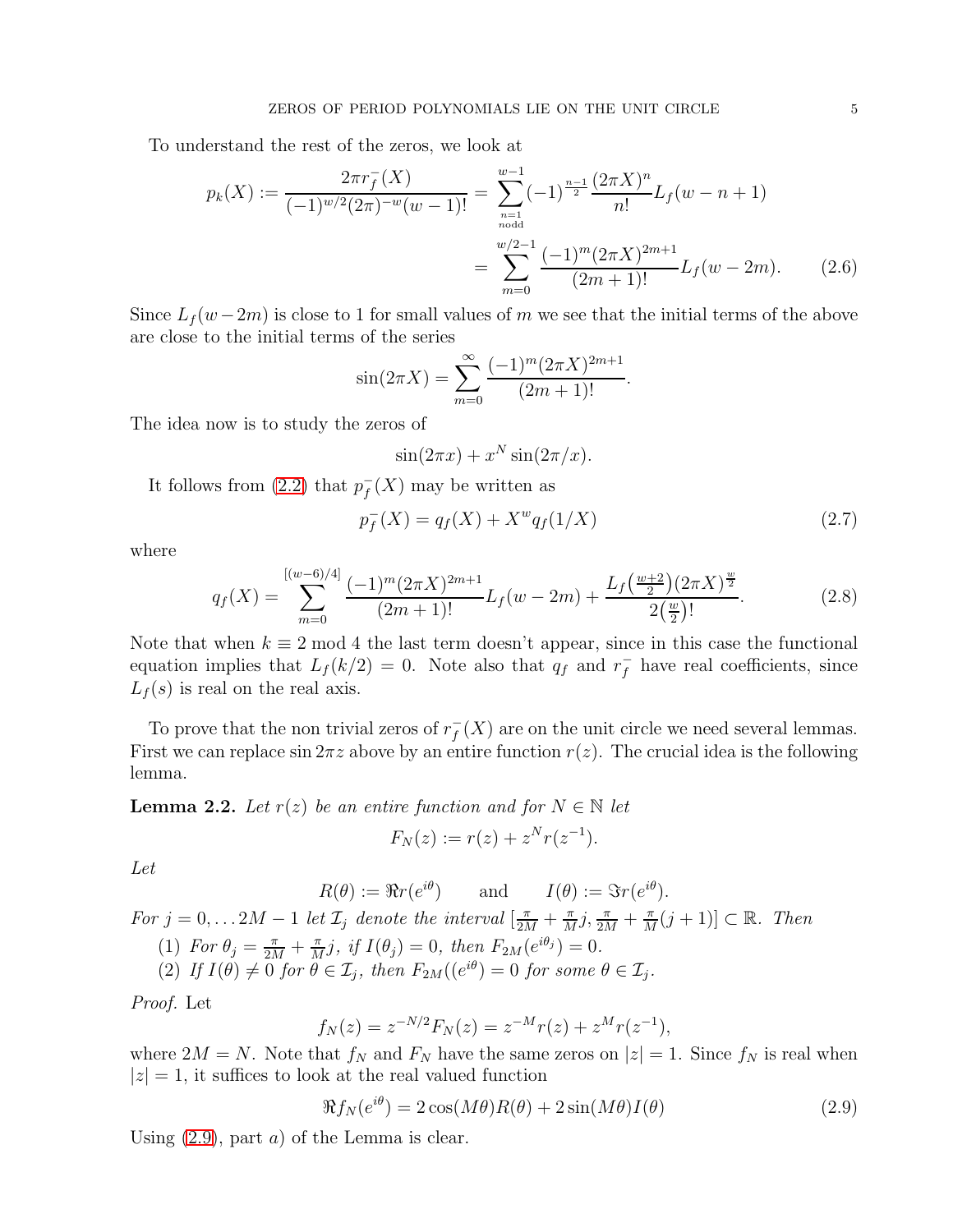To understand the rest of the zeros, we look at

$$
\begin{aligned}
p_k(X) := \frac{2\pi r_f^-(X)}{(-1)^{w/2}(2\pi)^{-w}(w-1)!} &= \sum_{\substack{n=1\\ n \text{odd}}}^{w-1} (-1)^{\frac{n-1}{2}} \frac{(2\pi X)^n}{n!} L_f(w-n+1) \\
&= \sum_{m=0}^{w/2-1} \frac{(-1)^m (2\pi X)^{2m+1}}{(2m+1)!} L_f(w-2m). \qquad (2.6)
\end{aligned}
$$

Since $L_f(w-2m)$ is close to 1 for small values of $m$ we see that the initial terms of the above are close to the initial terms of the series

$$
\sin(2\pi X) = \sum_{m=0}^{\infty} \frac{(-1)^m (2\pi X)^{2m+1}}{(2m+1)!}.
$$

The idea now is to study the zeros of

$$
\sin(2\pi x) + x^N \sin(2\pi/x).
$$

It follows from (2.2) that $p_f^-(X)$ may be written as

$$
p_f^-(X) = q_f(X) + X^w q_f(1/X) \qquad (2.7)
$$

where

$$
q_f(X) = \sum_{m=0}^{[(w-6)/4]} \frac{(-1)^m (2\pi X)^{2m+1}}{(2m+1)!} L_f(w-2m) + \frac{L_f\big(\frac{w+2}{2}\big)(2\pi X)^{\frac{w}{2}}}{2\big(\frac{w}{2}\big)!}. \qquad (2.8)
$$

Note that when $k \equiv 2 \bmod 4$ the last term doesn't appear, since in this case the functional equation implies that $L_f(k/2) = 0$. Note also that $q_f$ and $r_f^-$ have real coefficients, since $L_f(s)$ is real on the real axis.

To prove that the non trivial zeros of $r_f^-(X)$ are on the unit circle we need several lemmas. First we can replace $\sin 2\pi z$ above by an entire function $r(z)$. The crucial idea is the following lemma.

**Lemma 2.2.** *Let $r(z)$ be an entire function and for $N \in \mathbb{N}$ let*

$$
F_N(z) := r(z) + z^N r(z^{-1}).
$$

*Let*

$$
R(\theta) := \Re r(e^{i\theta}) \qquad \text{and} \qquad I(\theta) := \Im r(e^{i\theta}).
$$

*For $j = 0, \ldots 2M-1$ let $\mathcal{I}_j$ denote the interval $[\frac{\pi}{2M} + \frac{\pi}{M}j, \frac{\pi}{2M} + \frac{\pi}{M}(j+1)] \subset \mathbb{R}$. Then*

1. *For $\theta_j = \frac{\pi}{2M} + \frac{\pi}{M}j$, if $I(\theta_j) = 0$, then $F_{2M}(e^{i\theta_j}) = 0$.*
2. *If $I(\theta) \neq 0$ for $\theta \in \mathcal{I}_j$, then $F_{2M}((e^{i\theta}) = 0$ for some $\theta \in \mathcal{I}_j$.*

*Proof.* Let

$$
f_N(z) = z^{-N/2} F_N(z) = z^{-M} r(z) + z^M r(z^{-1}),
$$

where $2M = N$. Note that $f_N$ and $F_N$ have the same zeros on $|z| = 1$. Since $f_N$ is real when $|z| = 1$, it suffices to look at the real valued function

$$
\Re f_N(e^{i\theta}) = 2\cos(M\theta) R(\theta) + 2\sin(M\theta) I(\theta) \qquad (2.9)
$$

Using (2.9), part $a)$ of the Lemma is clear.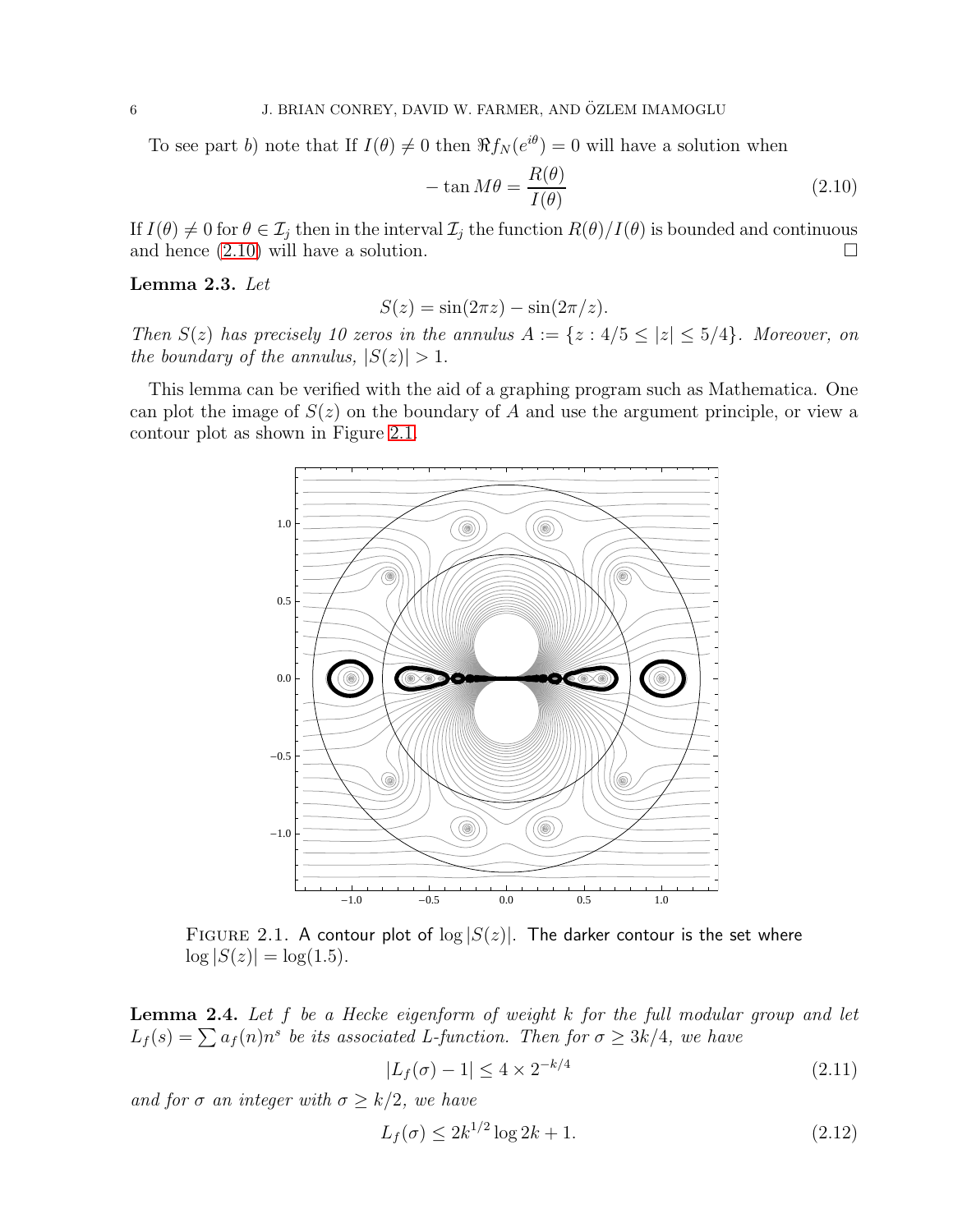To see part $b)$ note that If $I(\theta) \neq 0$ then $\Re f_N(e^{i\theta}) = 0$ will have a solution when

$$- \tan M\theta = \frac{R(\theta)}{I(\theta)} \tag{2.10}$$

If $I(\theta) \neq 0$ for $\theta \in \mathcal{I}_j$ then in the interval $\mathcal{I}_j$ the function $R(\theta)/I(\theta)$ is bounded and continuous and hence (2.10) will have a solution. □

**Lemma 2.3.** *Let*

$$S(z) = \sin(2\pi z) - \sin(2\pi/z).$$

*Then $S(z)$ has precisely 10 zeros in the annulus $A := \{z : 4/5 \leq |z| \leq 5/4\}$. Moreover, on the boundary of the annulus, $|S(z)| > 1$.*

This lemma can be verified with the aid of a graphing program such as Mathematica. One can plot the image of $S(z)$ on the boundary of $A$ and use the argument principle, or view a contour plot as shown in Figure 2.1.

FIGURE 2.1. A contour plot of $\log |S(z)|$. The darker contour is the set where $\log |S(z)| = \log(1.5)$.

**Lemma 2.4.** *Let $f$ be a Hecke eigenform of weight $k$ for the full modular group and let $L_f(s) = \sum a_f(n)n^s$ be its associated L-function. Then for $\sigma \geq 3k/4$, we have*

$$|L_f(\sigma) - 1| \leq 4 \times 2^{-k/4} \tag{2.11}$$

*and for $\sigma$ an integer with $\sigma \geq k/2$, we have*

$$L_f(\sigma) \leq 2k^{1/2} \log 2k + 1. \tag{2.12}$$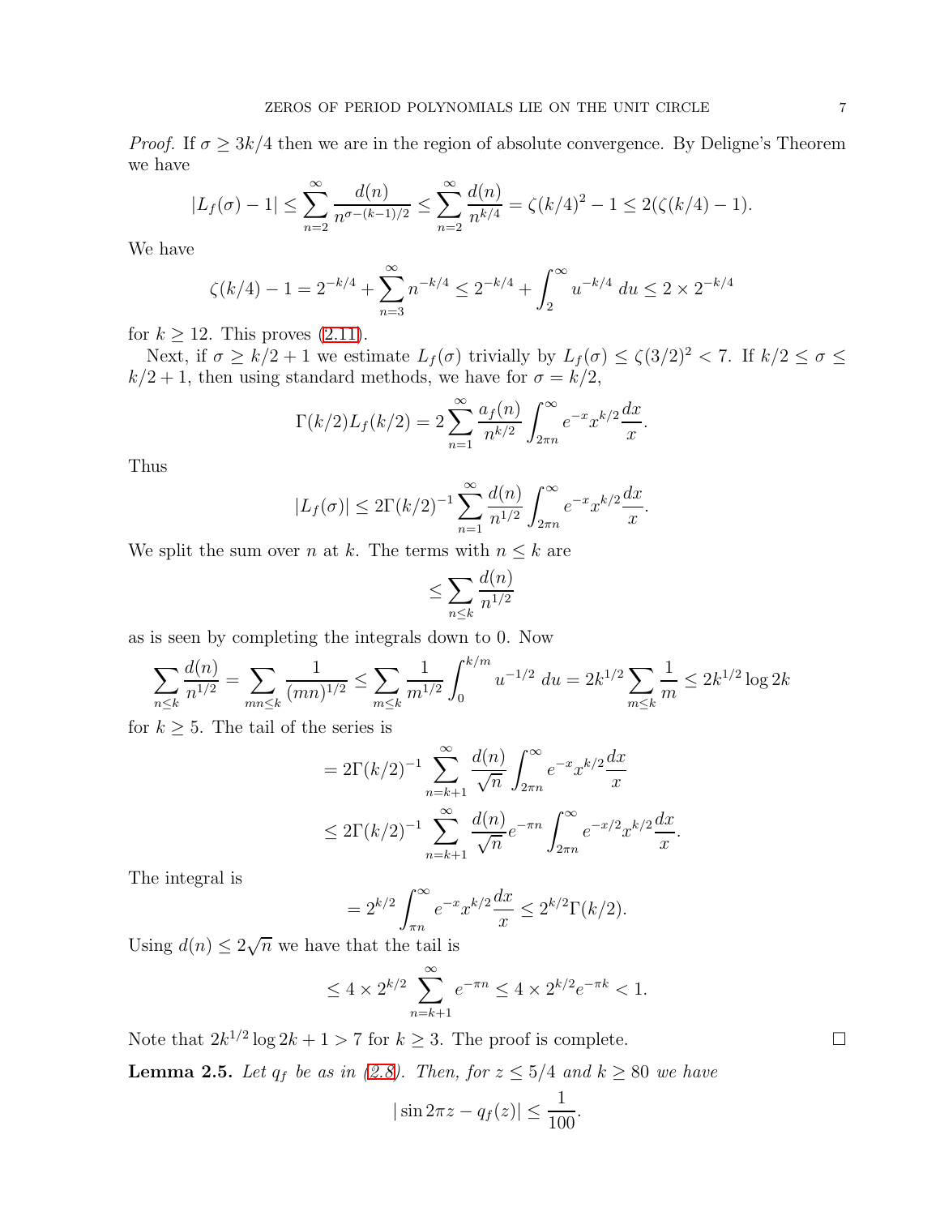*Proof.* If $\sigma \geq 3k/4$ then we are in the region of absolute convergence. By Deligne's Theorem we have

$$|L_f(\sigma) - 1| \leq \sum_{n=2}^{\infty} \frac{d(n)}{n^{\sigma-(k-1)/2}} \leq \sum_{n=2}^{\infty} \frac{d(n)}{n^{k/4}} = \zeta(k/4)^2 - 1 \leq 2(\zeta(k/4) - 1).$$

We have

$$\zeta(k/4) - 1 = 2^{-k/4} + \sum_{n=3}^{\infty} n^{-k/4} \leq 2^{-k/4} + \int_2^{\infty} u^{-k/4}\, du \leq 2 \times 2^{-k/4}$$

for $k \geq 12$. This proves (2.11).

Next, if $\sigma \geq k/2 + 1$ we estimate $L_f(\sigma)$ trivially by $L_f(\sigma) \leq \zeta(3/2)^2 < 7$. If $k/2 \leq \sigma \leq k/2 + 1$, then using standard methods, we have for $\sigma = k/2$,

$$\Gamma(k/2)L_f(k/2) = 2\sum_{n=1}^{\infty} \frac{a_f(n)}{n^{k/2}} \int_{2\pi n}^{\infty} e^{-x} x^{k/2} \frac{dx}{x}.$$

Thus

$$|L_f(\sigma)| \leq 2\Gamma(k/2)^{-1} \sum_{n=1}^{\infty} \frac{d(n)}{n^{1/2}} \int_{2\pi n}^{\infty} e^{-x} x^{k/2} \frac{dx}{x}.$$

We split the sum over $n$ at $k$. The terms with $n \leq k$ are

$$\leq \sum_{n \leq k} \frac{d(n)}{n^{1/2}}$$

as is seen by completing the integrals down to 0. Now

$$\sum_{n \leq k} \frac{d(n)}{n^{1/2}} = \sum_{mn \leq k} \frac{1}{(mn)^{1/2}} \leq \sum_{m \leq k} \frac{1}{m^{1/2}} \int_0^{k/m} u^{-1/2}\, du = 2k^{1/2} \sum_{m \leq k} \frac{1}{m} \leq 2k^{1/2} \log 2k$$

for $k \geq 5$. The tail of the series is

$$\begin{aligned}
&= 2\Gamma(k/2)^{-1} \sum_{n=k+1}^{\infty} \frac{d(n)}{\sqrt{n}} \int_{2\pi n}^{\infty} e^{-x} x^{k/2} \frac{dx}{x} \\
&\leq 2\Gamma(k/2)^{-1} \sum_{n=k+1}^{\infty} \frac{d(n)}{\sqrt{n}} e^{-\pi n} \int_{2\pi n}^{\infty} e^{-x/2} x^{k/2} \frac{dx}{x}.
\end{aligned}$$

The integral is

$$= 2^{k/2} \int_{\pi n}^{\infty} e^{-x} x^{k/2} \frac{dx}{x} \leq 2^{k/2} \Gamma(k/2).$$

Using $d(n) \leq 2\sqrt{n}$ we have that the tail is

$$\leq 4 \times 2^{k/2} \sum_{n=k+1}^{\infty} e^{-\pi n} \leq 4 \times 2^{k/2} e^{-\pi k} < 1.$$

Note that $2k^{1/2} \log 2k + 1 > 7$ for $k \geq 3$. The proof is complete. $\square$

**Lemma 2.5.** *Let $q_f$ be as in (2.8). Then, for $z \leq 5/4$ and $k \geq 80$ we have*

$$|\sin 2\pi z - q_f(z)| \leq \frac{1}{100}.$$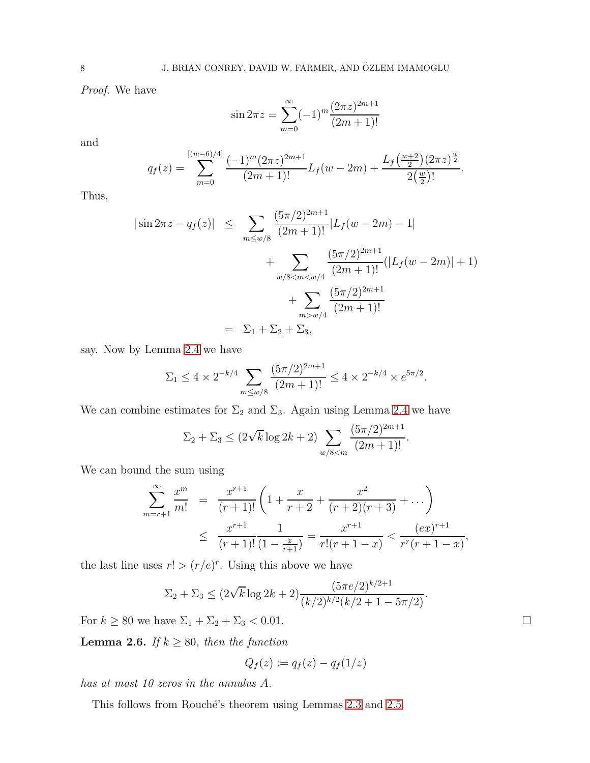*Proof.* We have

$$\sin 2\pi z = \sum_{m=0}^{\infty} (-1)^m \frac{(2\pi z)^{2m+1}}{(2m+1)!}$$

and

$$q_f(z) = \sum_{m=0}^{[(w-6)/4]} \frac{(-1)^m (2\pi z)^{2m+1}}{(2m+1)!} L_f(w-2m) + \frac{L_f\left(\frac{w+2}{2}\right)(2\pi z)^{\frac{w}{2}}}{2\left(\frac{w}{2}\right)!}.$$

Thus,

$$\begin{aligned}
|\sin 2\pi z - q_f(z)| \;&\le\; \sum_{m \le w/8} \frac{(5\pi/2)^{2m+1}}{(2m+1)!} |L_f(w-2m) - 1| \\
&\qquad + \sum_{w/8 < m < w/4} \frac{(5\pi/2)^{2m+1}}{(2m+1)!} (|L_f(w-2m)| + 1) \\
&\qquad\qquad + \sum_{m > w/4} \frac{(5\pi/2)^{2m+1}}{(2m+1)!} \\
&= \; \Sigma_1 + \Sigma_2 + \Sigma_3,
\end{aligned}$$

say. Now by Lemma 2.4 we have

$$\Sigma_1 \le 4 \times 2^{-k/4} \sum_{m \le w/8} \frac{(5\pi/2)^{2m+1}}{(2m+1)!} \le 4 \times 2^{-k/4} \times e^{5\pi/2}.$$

We can combine estimates for $\Sigma_2$ and $\Sigma_3$. Again using Lemma 2.4 we have

$$\Sigma_2 + \Sigma_3 \le (2\sqrt{k} \log 2k + 2) \sum_{w/8 < m} \frac{(5\pi/2)^{2m+1}}{(2m+1)!}.$$

We can bound the sum using

$$\begin{aligned}
\sum_{m=r+1}^{\infty} \frac{x^m}{m!} \;&=\; \frac{x^{r+1}}{(r+1)!} \left(1 + \frac{x}{r+2} + \frac{x^2}{(r+2)(r+3)} + \dots\right) \\
&\le\; \frac{x^{r+1}}{(r+1)!} \frac{1}{(1 - \frac{x}{r+1})} = \frac{x^{r+1}}{r!(r+1-x)} < \frac{(ex)^{r+1}}{r^r(r+1-x)},
\end{aligned}$$

the last line uses $r! > (r/e)^r$. Using this above we have

$$\Sigma_2 + \Sigma_3 \le (2\sqrt{k} \log 2k + 2) \frac{(5\pi e/2)^{k/2+1}}{(k/2)^{k/2}(k/2 + 1 - 5\pi/2)}.$$

For $k \ge 80$ we have $\Sigma_1 + \Sigma_2 + \Sigma_3 < 0.01$. $\square$

**Lemma 2.6.** *If $k \ge 80$, then the function*

$$Q_f(z) := q_f(z) - q_f(1/z)$$

*has at most 10 zeros in the annulus $A$.*

This follows from Rouché's theorem using Lemmas 2.3 and 2.5.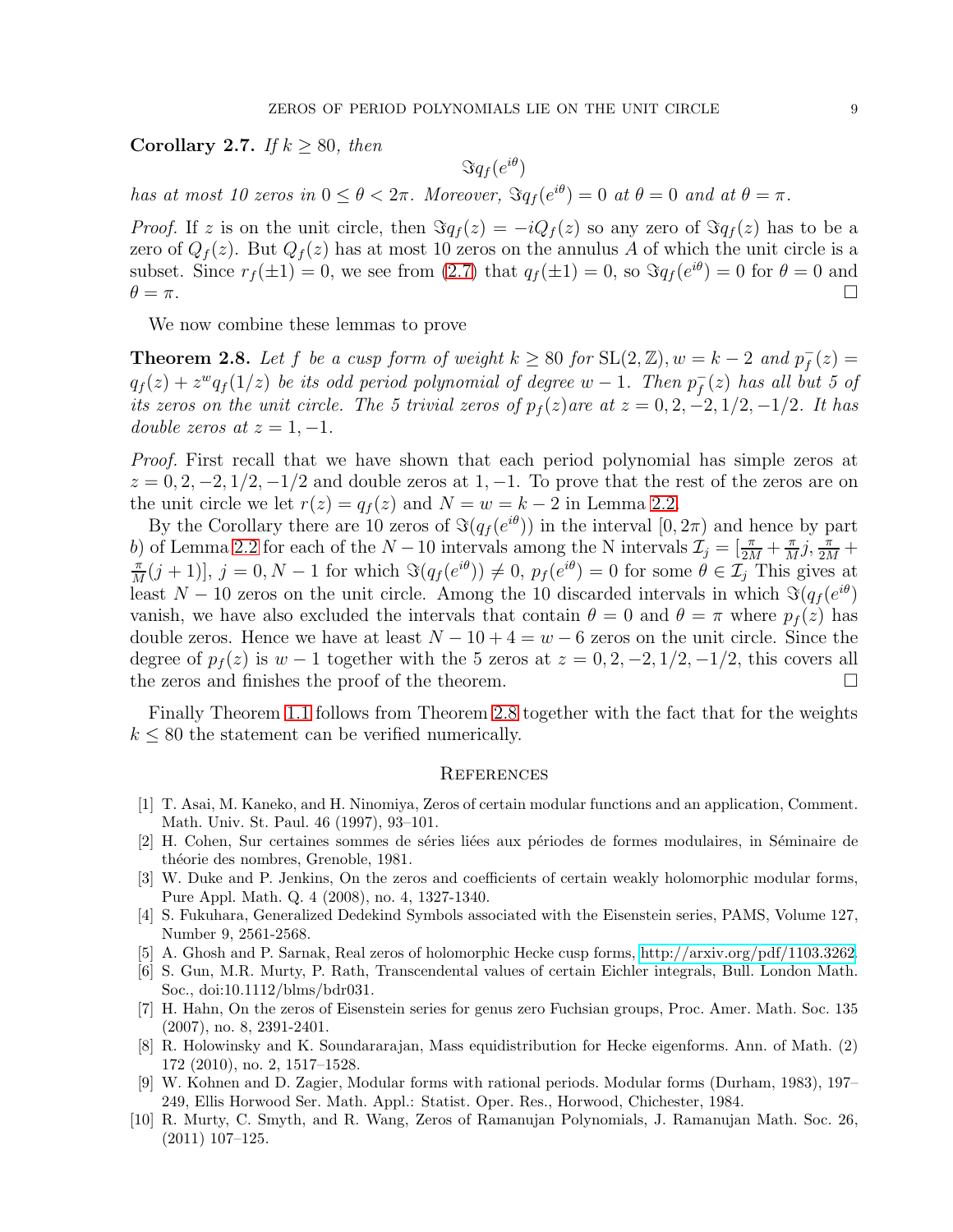**Corollary 2.7.** *If $k \geq 80$, then*

$$\Im q_f(e^{i\theta})$$

*has at most 10 zeros in $0 \leq \theta < 2\pi$. Moreover, $\Im q_f(e^{i\theta}) = 0$ at $\theta = 0$ and at $\theta = \pi$.*

*Proof.* If $z$ is on the unit circle, then $\Im q_f(z) = -iQ_f(z)$ so any zero of $\Im q_f(z)$ has to be a zero of $Q_f(z)$. But $Q_f(z)$ has at most 10 zeros on the annulus $A$ of which the unit circle is a subset. Since $r_f(\pm 1) = 0$, we see from (2.7) that $q_f(\pm 1) = 0$, so $\Im q_f(e^{i\theta}) = 0$ for $\theta = 0$ and $\theta = \pi$. □

We now combine these lemmas to prove

**Theorem 2.8.** *Let $f$ be a cusp form of weight $k \geq 80$ for $\mathrm{SL}(2,\mathbb{Z})$, $w = k-2$ and $p_f^-(z) = q_f(z) + z^w q_f(1/z)$ be its odd period polynomial of degree $w-1$. Then $p_f^-(z)$ has all but 5 of its zeros on the unit circle. The 5 trivial zeros of $p_f(z)$are at $z = 0, 2, -2, 1/2, -1/2$. It has double zeros at $z = 1, -1$.*

*Proof.* First recall that we have shown that each period polynomial has simple zeros at $z = 0, 2, -2, 1/2, -1/2$ and double zeros at $1, -1$. To prove that the rest of the zeros are on the unit circle we let $r(z) = q_f(z)$ and $N = w = k-2$ in Lemma 2.2.

By the Corollary there are 10 zeros of $\Im(q_f(e^{i\theta}))$ in the interval $[0, 2\pi)$ and hence by part $b)$ of Lemma 2.2 for each of the $N-10$ intervals among the N intervals $\mathcal{I}_j = [\frac{\pi}{2M} + \frac{\pi}{M}j, \frac{\pi}{2M} + \frac{\pi}{M}(j+1)]$, $j = 0, N-1$ for which $\Im(q_f(e^{i\theta})) \neq 0$, $p_f(e^{i\theta}) = 0$ for some $\theta \in \mathcal{I}_j$ This gives at least $N-10$ zeros on the unit circle. Among the 10 discarded intervals in which $\Im(q_f(e^{i\theta})$ vanish, we have also excluded the intervals that contain $\theta = 0$ and $\theta = \pi$ where $p_f(z)$ has double zeros. Hence we have at least $N - 10 + 4 = w - 6$ zeros on the unit circle. Since the degree of $p_f(z)$ is $w-1$ together with the 5 zeros at $z = 0, 2, -2, 1/2, -1/2$, this covers all the zeros and finishes the proof of the theorem. □

Finally Theorem 1.1 follows from Theorem 2.8 together with the fact that for the weights $k \leq 80$ the statement can be verified numerically.

## References

[1] T. Asai, M. Kaneko, and H. Ninomiya, Zeros of certain modular functions and an application, Comment. Math. Univ. St. Paul. 46 (1997), 93–101.

[2] H. Cohen, Sur certaines sommes de séries liées aux périodes de formes modulaires, in Séminaire de théorie des nombres, Grenoble, 1981.

[3] W. Duke and P. Jenkins, On the zeros and coefficients of certain weakly holomorphic modular forms, Pure Appl. Math. Q. 4 (2008), no. 4, 1327-1340.

[4] S. Fukuhara, Generalized Dedekind Symbols associated with the Eisenstein series, PAMS, Volume 127, Number 9, 2561-2568.

[5] A. Ghosh and P. Sarnak, Real zeros of holomorphic Hecke cusp forms, http://arxiv.org/pdf/1103.3262.

[6] S. Gun, M.R. Murty, P. Rath, Transcendental values of certain Eichler integrals, Bull. London Math. Soc., doi:10.1112/blms/bdr031.

[7] H. Hahn, On the zeros of Eisenstein series for genus zero Fuchsian groups, Proc. Amer. Math. Soc. 135 (2007), no. 8, 2391-2401.

[8] R. Holowinsky and K. Soundararajan, Mass equidistribution for Hecke eigenforms. Ann. of Math. (2) 172 (2010), no. 2, 1517–1528.

[9] W. Kohnen and D. Zagier, Modular forms with rational periods. Modular forms (Durham, 1983), 197–249, Ellis Horwood Ser. Math. Appl.: Statist. Oper. Res., Horwood, Chichester, 1984.

[10] R. Murty, C. Smyth, and R. Wang, Zeros of Ramanujan Polynomials, J. Ramanujan Math. Soc. 26, (2011) 107–125.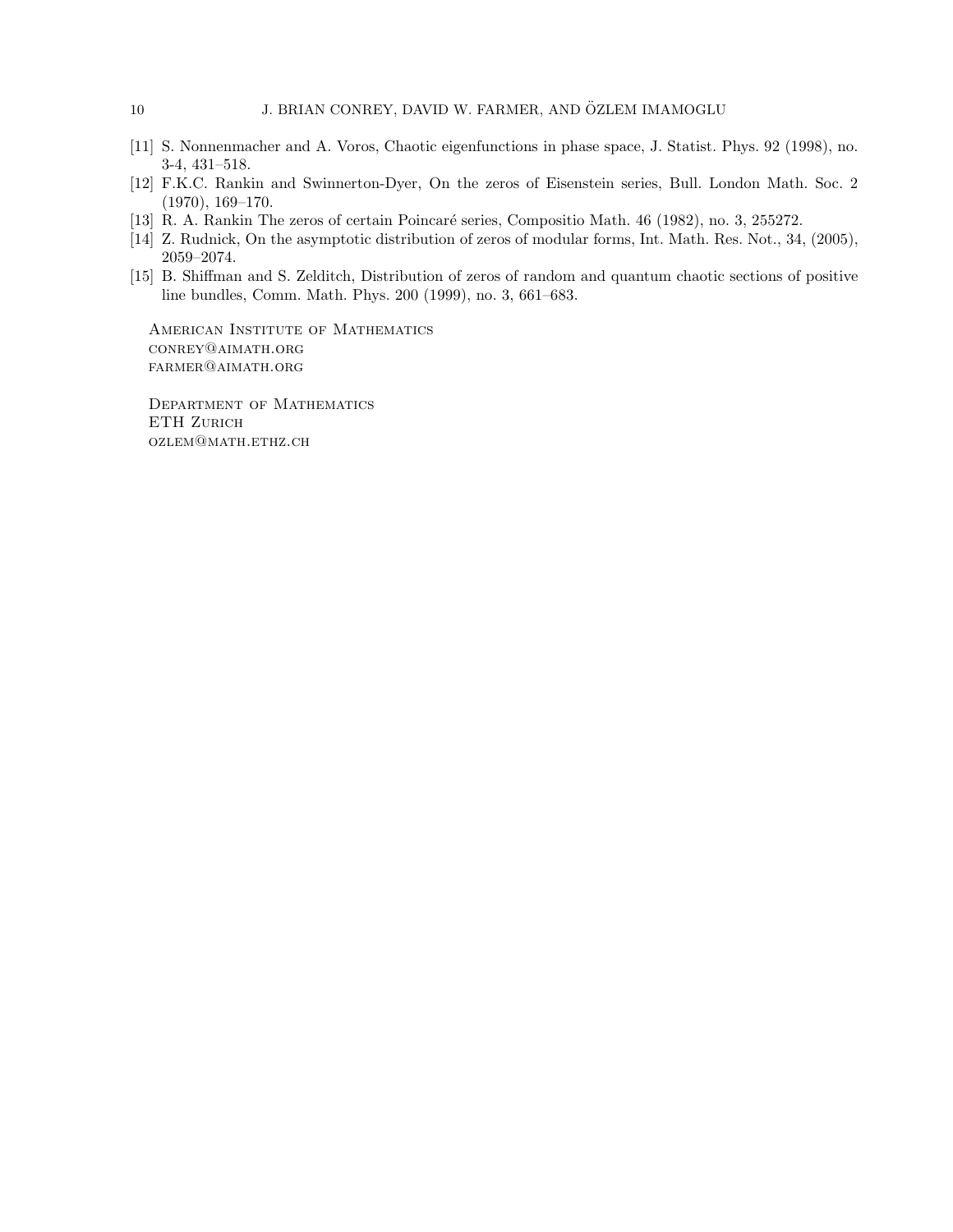[11] S. Nonnenmacher and A. Voros, Chaotic eigenfunctions in phase space, J. Statist. Phys. 92 (1998), no. 3-4, 431–518.

[12] F.K.C. Rankin and Swinnerton-Dyer, On the zeros of Eisenstein series, Bull. London Math. Soc. 2 (1970), 169–170.

[13] R. A. Rankin The zeros of certain Poincaré series, Compositio Math. 46 (1982), no. 3, 255272.

[14] Z. Rudnick, On the asymptotic distribution of zeros of modular forms, Int. Math. Res. Not., 34, (2005), 2059–2074.

[15] B. Shiffman and S. Zelditch, Distribution of zeros of random and quantum chaotic sections of positive line bundles, Comm. Math. Phys. 200 (1999), no. 3, 661–683.

American Institute of Mathematics
conrey@aimath.org
farmer@aimath.org

Department of Mathematics
ETH Zurich
ozlem@math.ethz.ch